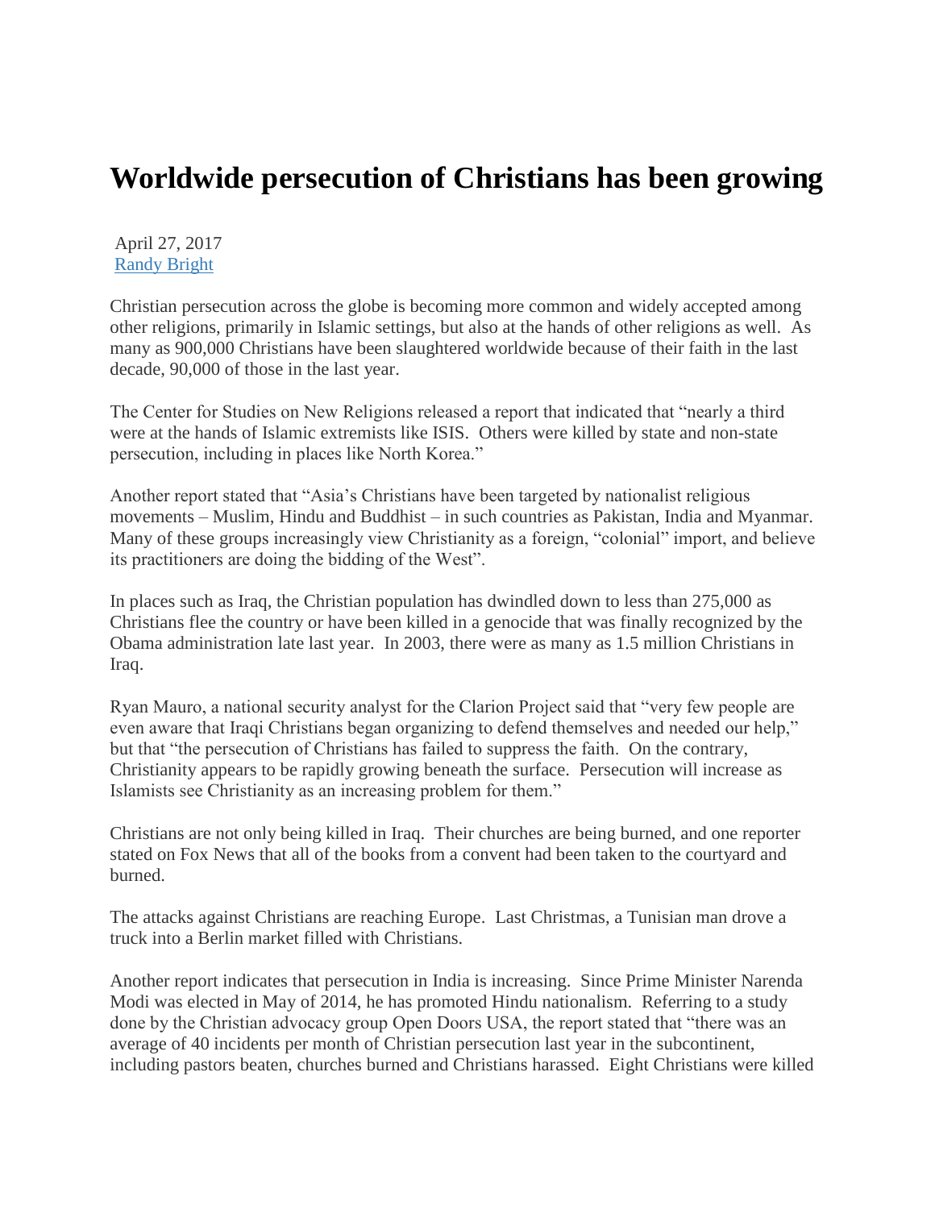# Worldwide persecution of Christians has been growing

April 27, 2017
Randy Bright

Christian persecution across the globe is becoming more common and widely accepted among other religions, primarily in Islamic settings, but also at the hands of other religions as well. As many as 900,000 Christians have been slaughtered worldwide because of their faith in the last decade, 90,000 of those in the last year.

The Center for Studies on New Religions released a report that indicated that "nearly a third were at the hands of Islamic extremists like ISIS. Others were killed by state and non-state persecution, including in places like North Korea."

Another report stated that "Asia's Christians have been targeted by nationalist religious movements – Muslim, Hindu and Buddhist – in such countries as Pakistan, India and Myanmar. Many of these groups increasingly view Christianity as a foreign, "colonial" import, and believe its practitioners are doing the bidding of the West".

In places such as Iraq, the Christian population has dwindled down to less than 275,000 as Christians flee the country or have been killed in a genocide that was finally recognized by the Obama administration late last year. In 2003, there were as many as 1.5 million Christians in Iraq.

Ryan Mauro, a national security analyst for the Clarion Project said that "very few people are even aware that Iraqi Christians began organizing to defend themselves and needed our help," but that "the persecution of Christians has failed to suppress the faith. On the contrary, Christianity appears to be rapidly growing beneath the surface. Persecution will increase as Islamists see Christianity as an increasing problem for them."

Christians are not only being killed in Iraq. Their churches are being burned, and one reporter stated on Fox News that all of the books from a convent had been taken to the courtyard and burned.

The attacks against Christians are reaching Europe. Last Christmas, a Tunisian man drove a truck into a Berlin market filled with Christians.

Another report indicates that persecution in India is increasing. Since Prime Minister Narenda Modi was elected in May of 2014, he has promoted Hindu nationalism. Referring to a study done by the Christian advocacy group Open Doors USA, the report stated that "there was an average of 40 incidents per month of Christian persecution last year in the subcontinent, including pastors beaten, churches burned and Christians harassed. Eight Christians were killed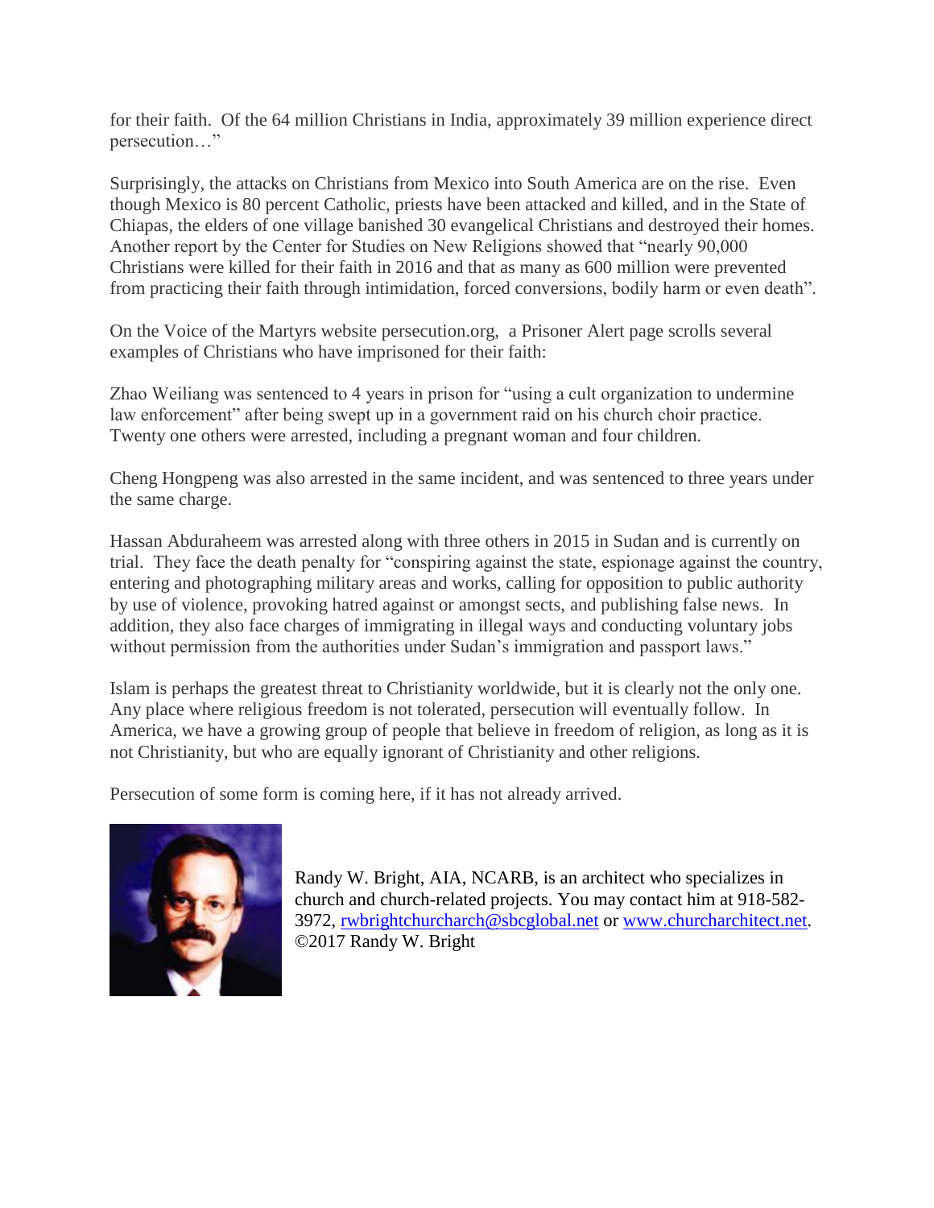for their faith. Of the 64 million Christians in India, approximately 39 million experience direct persecution…"

Surprisingly, the attacks on Christians from Mexico into South America are on the rise. Even though Mexico is 80 percent Catholic, priests have been attacked and killed, and in the State of Chiapas, the elders of one village banished 30 evangelical Christians and destroyed their homes. Another report by the Center for Studies on New Religions showed that "nearly 90,000 Christians were killed for their faith in 2016 and that as many as 600 million were prevented from practicing their faith through intimidation, forced conversions, bodily harm or even death".

On the Voice of the Martyrs website persecution.org, a Prisoner Alert page scrolls several examples of Christians who have imprisoned for their faith:

Zhao Weiliang was sentenced to 4 years in prison for "using a cult organization to undermine law enforcement" after being swept up in a government raid on his church choir practice. Twenty one others were arrested, including a pregnant woman and four children.

Cheng Hongpeng was also arrested in the same incident, and was sentenced to three years under the same charge.

Hassan Abduraheem was arrested along with three others in 2015 in Sudan and is currently on trial. They face the death penalty for "conspiring against the state, espionage against the country, entering and photographing military areas and works, calling for opposition to public authority by use of violence, provoking hatred against or amongst sects, and publishing false news. In addition, they also face charges of immigrating in illegal ways and conducting voluntary jobs without permission from the authorities under Sudan's immigration and passport laws."

Islam is perhaps the greatest threat to Christianity worldwide, but it is clearly not the only one. Any place where religious freedom is not tolerated, persecution will eventually follow. In America, we have a growing group of people that believe in freedom of religion, as long as it is not Christianity, but who are equally ignorant of Christianity and other religions.

Persecution of some form is coming here, if it has not already arrived.

Randy W. Bright, AIA, NCARB, is an architect who specializes in church and church-related projects. You may contact him at 918-582-3972, rwbrightchurcharch@sbcglobal.net or www.churcharchitect.net. ©2017 Randy W. Bright